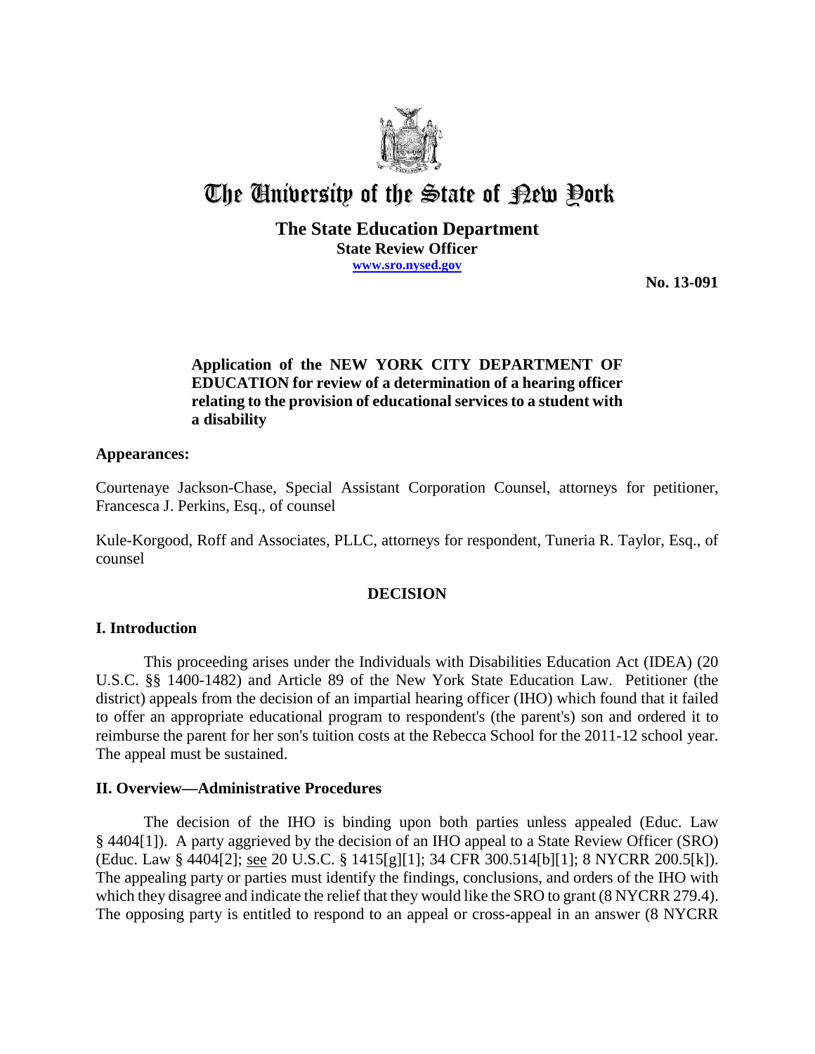# The University of the State of New York

**The State Education Department**
**State Review Officer**
**www.sro.nysed.gov**

**No. 13-091**

**Application of the NEW YORK CITY DEPARTMENT OF EDUCATION for review of a determination of a hearing officer relating to the provision of educational services to a student with a disability**

## Appearances:

Courtenaye Jackson-Chase, Special Assistant Corporation Counsel, attorneys for petitioner, Francesca J. Perkins, Esq., of counsel

Kule-Korgood, Roff and Associates, PLLC, attorneys for respondent, Tuneria R. Taylor, Esq., of counsel

## DECISION

## I. Introduction

This proceeding arises under the Individuals with Disabilities Education Act (IDEA) (20 U.S.C. §§ 1400-1482) and Article 89 of the New York State Education Law. Petitioner (the district) appeals from the decision of an impartial hearing officer (IHO) which found that it failed to offer an appropriate educational program to respondent's (the parent's) son and ordered it to reimburse the parent for her son's tuition costs at the Rebecca School for the 2011-12 school year. The appeal must be sustained.

## II. Overview—Administrative Procedures

The decision of the IHO is binding upon both parties unless appealed (Educ. Law § 4404[1]). A party aggrieved by the decision of an IHO appeal to a State Review Officer (SRO) (Educ. Law § 4404[2]; see 20 U.S.C. § 1415[g][1]; 34 CFR 300.514[b][1]; 8 NYCRR 200.5[k]). The appealing party or parties must identify the findings, conclusions, and orders of the IHO with which they disagree and indicate the relief that they would like the SRO to grant (8 NYCRR 279.4). The opposing party is entitled to respond to an appeal or cross-appeal in an answer (8 NYCRR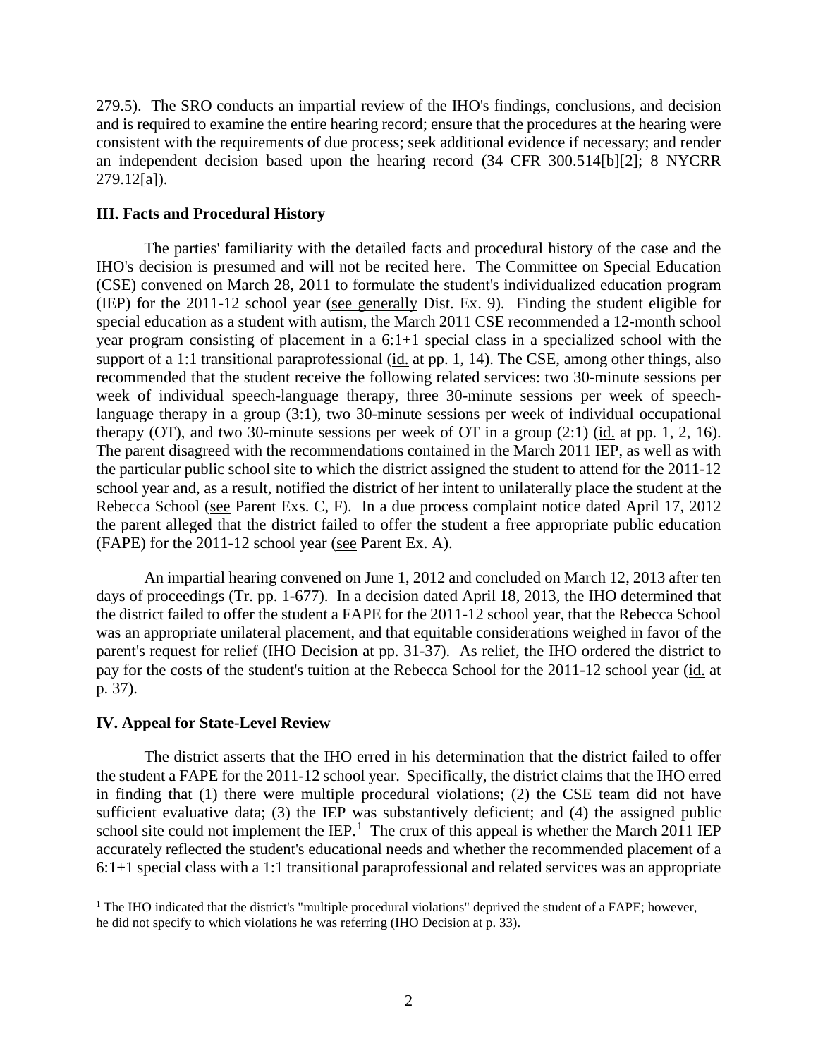279.5). The SRO conducts an impartial review of the IHO's findings, conclusions, and decision and is required to examine the entire hearing record; ensure that the procedures at the hearing were consistent with the requirements of due process; seek additional evidence if necessary; and render an independent decision based upon the hearing record (34 CFR 300.514[b][2]; 8 NYCRR 279.12[a]).

## III. Facts and Procedural History

The parties' familiarity with the detailed facts and procedural history of the case and the IHO's decision is presumed and will not be recited here. The Committee on Special Education (CSE) convened on March 28, 2011 to formulate the student's individualized education program (IEP) for the 2011-12 school year (see generally Dist. Ex. 9). Finding the student eligible for special education as a student with autism, the March 2011 CSE recommended a 12-month school year program consisting of placement in a 6:1+1 special class in a specialized school with the support of a 1:1 transitional paraprofessional (id. at pp. 1, 14). The CSE, among other things, also recommended that the student receive the following related services: two 30-minute sessions per week of individual speech-language therapy, three 30-minute sessions per week of speech-language therapy in a group (3:1), two 30-minute sessions per week of individual occupational therapy (OT), and two 30-minute sessions per week of OT in a group (2:1) (id. at pp. 1, 2, 16). The parent disagreed with the recommendations contained in the March 2011 IEP, as well as with the particular public school site to which the district assigned the student to attend for the 2011-12 school year and, as a result, notified the district of her intent to unilaterally place the student at the Rebecca School (see Parent Exs. C, F). In a due process complaint notice dated April 17, 2012 the parent alleged that the district failed to offer the student a free appropriate public education (FAPE) for the 2011-12 school year (see Parent Ex. A).

An impartial hearing convened on June 1, 2012 and concluded on March 12, 2013 after ten days of proceedings (Tr. pp. 1-677). In a decision dated April 18, 2013, the IHO determined that the district failed to offer the student a FAPE for the 2011-12 school year, that the Rebecca School was an appropriate unilateral placement, and that equitable considerations weighed in favor of the parent's request for relief (IHO Decision at pp. 31-37). As relief, the IHO ordered the district to pay for the costs of the student's tuition at the Rebecca School for the 2011-12 school year (id. at p. 37).

## IV. Appeal for State-Level Review

The district asserts that the IHO erred in his determination that the district failed to offer the student a FAPE for the 2011-12 school year. Specifically, the district claims that the IHO erred in finding that (1) there were multiple procedural violations; (2) the CSE team did not have sufficient evaluative data; (3) the IEP was substantively deficient; and (4) the assigned public school site could not implement the IEP.[1] The crux of this appeal is whether the March 2011 IEP accurately reflected the student's educational needs and whether the recommended placement of a 6:1+1 special class with a 1:1 transitional paraprofessional and related services was an appropriate

[1] The IHO indicated that the district's "multiple procedural violations" deprived the student of a FAPE; however, he did not specify to which violations he was referring (IHO Decision at p. 33).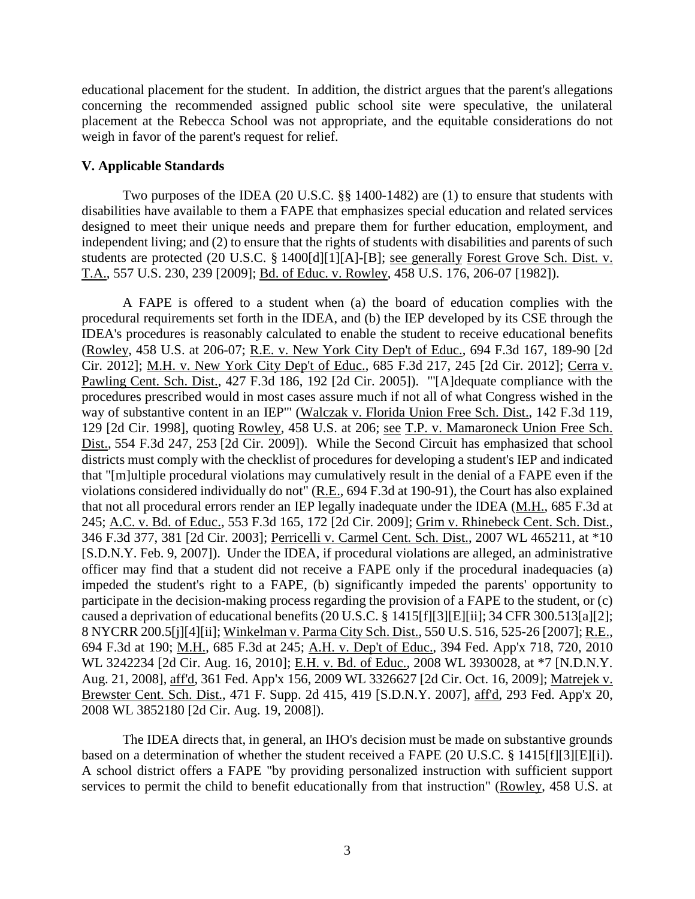educational placement for the student. In addition, the district argues that the parent's allegations concerning the recommended assigned public school site were speculative, the unilateral placement at the Rebecca School was not appropriate, and the equitable considerations do not weigh in favor of the parent's request for relief.

## V. Applicable Standards

Two purposes of the IDEA (20 U.S.C. §§ 1400-1482) are (1) to ensure that students with disabilities have available to them a FAPE that emphasizes special education and related services designed to meet their unique needs and prepare them for further education, employment, and independent living; and (2) to ensure that the rights of students with disabilities and parents of such students are protected (20 U.S.C. § 1400[d][1][A]-[B]; see generally Forest Grove Sch. Dist. v. T.A., 557 U.S. 230, 239 [2009]; Bd. of Educ. v. Rowley, 458 U.S. 176, 206-07 [1982]).

A FAPE is offered to a student when (a) the board of education complies with the procedural requirements set forth in the IDEA, and (b) the IEP developed by its CSE through the IDEA's procedures is reasonably calculated to enable the student to receive educational benefits (Rowley, 458 U.S. at 206-07; R.E. v. New York City Dep't of Educ., 694 F.3d 167, 189-90 [2d Cir. 2012]; M.H. v. New York City Dep't of Educ., 685 F.3d 217, 245 [2d Cir. 2012]; Cerra v. Pawling Cent. Sch. Dist., 427 F.3d 186, 192 [2d Cir. 2005]). "'[A]dequate compliance with the procedures prescribed would in most cases assure much if not all of what Congress wished in the way of substantive content in an IEP'" (Walczak v. Florida Union Free Sch. Dist., 142 F.3d 119, 129 [2d Cir. 1998], quoting Rowley, 458 U.S. at 206; see T.P. v. Mamaroneck Union Free Sch. Dist., 554 F.3d 247, 253 [2d Cir. 2009]). While the Second Circuit has emphasized that school districts must comply with the checklist of procedures for developing a student's IEP and indicated that "[m]ultiple procedural violations may cumulatively result in the denial of a FAPE even if the violations considered individually do not" (R.E., 694 F.3d at 190-91), the Court has also explained that not all procedural errors render an IEP legally inadequate under the IDEA (M.H., 685 F.3d at 245; A.C. v. Bd. of Educ., 553 F.3d 165, 172 [2d Cir. 2009]; Grim v. Rhinebeck Cent. Sch. Dist., 346 F.3d 377, 381 [2d Cir. 2003]; Perricelli v. Carmel Cent. Sch. Dist., 2007 WL 465211, at *10 [S.D.N.Y. Feb. 9, 2007]). Under the IDEA, if procedural violations are alleged, an administrative officer may find that a student did not receive a FAPE only if the procedural inadequacies (a) impeded the student's right to a FAPE, (b) significantly impeded the parents' opportunity to participate in the decision-making process regarding the provision of a FAPE to the student, or (c) caused a deprivation of educational benefits (20 U.S.C. § 1415[f][3][E][ii]; 34 CFR 300.513[a][2]; 8 NYCRR 200.5[j][4][ii]; Winkelman v. Parma City Sch. Dist., 550 U.S. 516, 525-26 [2007]; R.E., 694 F.3d at 190; M.H., 685 F.3d at 245; A.H. v. Dep't of Educ., 394 Fed. App'x 718, 720, 2010 WL 3242234 [2d Cir. Aug. 16, 2010]; E.H. v. Bd. of Educ., 2008 WL 3930028, at *7 [N.D.N.Y. Aug. 21, 2008], aff'd, 361 Fed. App'x 156, 2009 WL 3326627 [2d Cir. Oct. 16, 2009]; Matrejek v. Brewster Cent. Sch. Dist., 471 F. Supp. 2d 415, 419 [S.D.N.Y. 2007], aff'd, 293 Fed. App'x 20, 2008 WL 3852180 [2d Cir. Aug. 19, 2008]).

The IDEA directs that, in general, an IHO's decision must be made on substantive grounds based on a determination of whether the student received a FAPE (20 U.S.C. § 1415[f][3][E][i]). A school district offers a FAPE "by providing personalized instruction with sufficient support services to permit the child to benefit educationally from that instruction" (Rowley, 458 U.S. at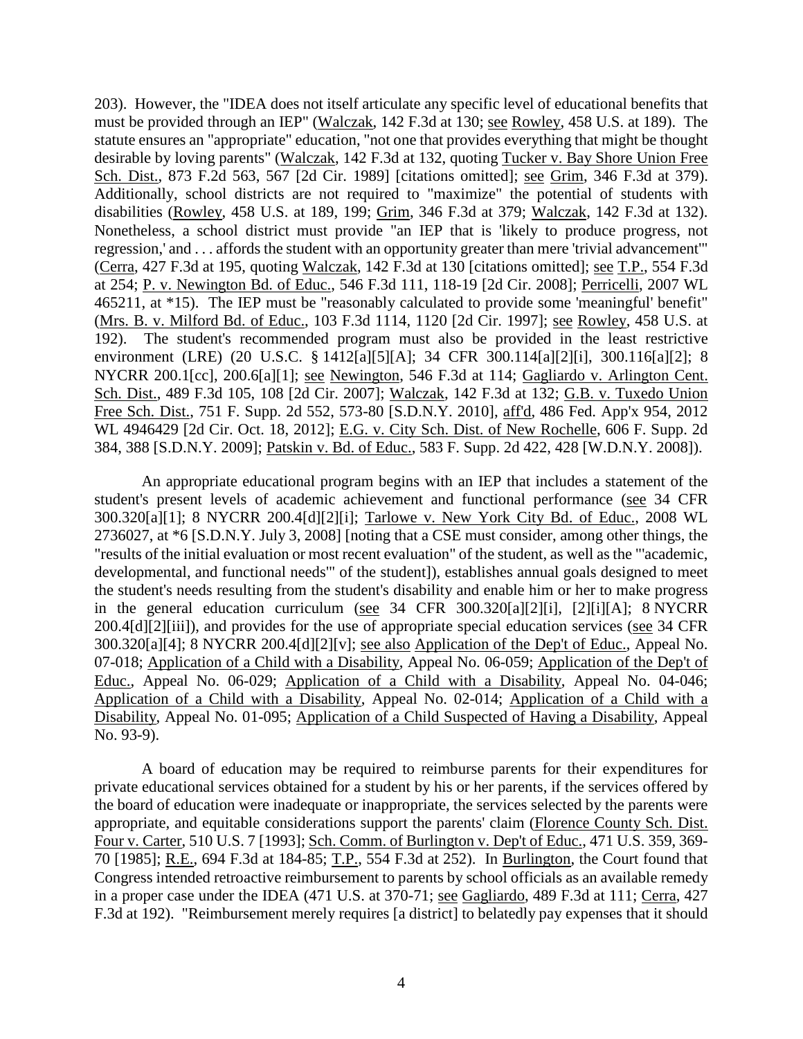203). However, the "IDEA does not itself articulate any specific level of educational benefits that must be provided through an IEP" (Walczak, 142 F.3d at 130; see Rowley, 458 U.S. at 189). The statute ensures an "appropriate" education, "not one that provides everything that might be thought desirable by loving parents" (Walczak, 142 F.3d at 132, quoting Tucker v. Bay Shore Union Free Sch. Dist., 873 F.2d 563, 567 [2d Cir. 1989] [citations omitted]; see Grim, 346 F.3d at 379). Additionally, school districts are not required to "maximize" the potential of students with disabilities (Rowley, 458 U.S. at 189, 199; Grim, 346 F.3d at 379; Walczak, 142 F.3d at 132). Nonetheless, a school district must provide "an IEP that is 'likely to produce progress, not regression,' and . . . affords the student with an opportunity greater than mere 'trivial advancement'" (Cerra, 427 F.3d at 195, quoting Walczak, 142 F.3d at 130 [citations omitted]; see T.P., 554 F.3d at 254; P. v. Newington Bd. of Educ., 546 F.3d 111, 118-19 [2d Cir. 2008]; Perricelli, 2007 WL 465211, at *15). The IEP must be "reasonably calculated to provide some 'meaningful' benefit" (Mrs. B. v. Milford Bd. of Educ., 103 F.3d 1114, 1120 [2d Cir. 1997]; see Rowley, 458 U.S. at 192). The student's recommended program must also be provided in the least restrictive environment (LRE) (20 U.S.C. § 1412[a][5][A]; 34 CFR 300.114[a][2][i], 300.116[a][2]; 8 NYCRR 200.1[cc], 200.6[a][1]; see Newington, 546 F.3d at 114; Gagliardo v. Arlington Cent. Sch. Dist., 489 F.3d 105, 108 [2d Cir. 2007]; Walczak, 142 F.3d at 132; G.B. v. Tuxedo Union Free Sch. Dist., 751 F. Supp. 2d 552, 573-80 [S.D.N.Y. 2010], aff'd, 486 Fed. App'x 954, 2012 WL 4946429 [2d Cir. Oct. 18, 2012]; E.G. v. City Sch. Dist. of New Rochelle, 606 F. Supp. 2d 384, 388 [S.D.N.Y. 2009]; Patskin v. Bd. of Educ., 583 F. Supp. 2d 422, 428 [W.D.N.Y. 2008]).

An appropriate educational program begins with an IEP that includes a statement of the student's present levels of academic achievement and functional performance (see 34 CFR 300.320[a][1]; 8 NYCRR 200.4[d][2][i]; Tarlowe v. New York City Bd. of Educ., 2008 WL 2736027, at *6 [S.D.N.Y. July 3, 2008] [noting that a CSE must consider, among other things, the "results of the initial evaluation or most recent evaluation" of the student, as well as the "'academic, developmental, and functional needs'" of the student]), establishes annual goals designed to meet the student's needs resulting from the student's disability and enable him or her to make progress in the general education curriculum (see 34 CFR 300.320[a][2][i], [2][i][A]; 8 NYCRR 200.4[d][2][iii]), and provides for the use of appropriate special education services (see 34 CFR 300.320[a][4]; 8 NYCRR 200.4[d][2][v]; see also Application of the Dep't of Educ., Appeal No. 07-018; Application of a Child with a Disability, Appeal No. 06-059; Application of the Dep't of Educ., Appeal No. 06-029; Application of a Child with a Disability, Appeal No. 04-046; Application of a Child with a Disability, Appeal No. 02-014; Application of a Child with a Disability, Appeal No. 01-095; Application of a Child Suspected of Having a Disability, Appeal No. 93-9).

A board of education may be required to reimburse parents for their expenditures for private educational services obtained for a student by his or her parents, if the services offered by the board of education were inadequate or inappropriate, the services selected by the parents were appropriate, and equitable considerations support the parents' claim (Florence County Sch. Dist. Four v. Carter, 510 U.S. 7 [1993]; Sch. Comm. of Burlington v. Dep't of Educ., 471 U.S. 359, 369-70 [1985]; R.E., 694 F.3d at 184-85; T.P., 554 F.3d at 252). In Burlington, the Court found that Congress intended retroactive reimbursement to parents by school officials as an available remedy in a proper case under the IDEA (471 U.S. at 370-71; see Gagliardo, 489 F.3d at 111; Cerra, 427 F.3d at 192). "Reimbursement merely requires [a district] to belatedly pay expenses that it should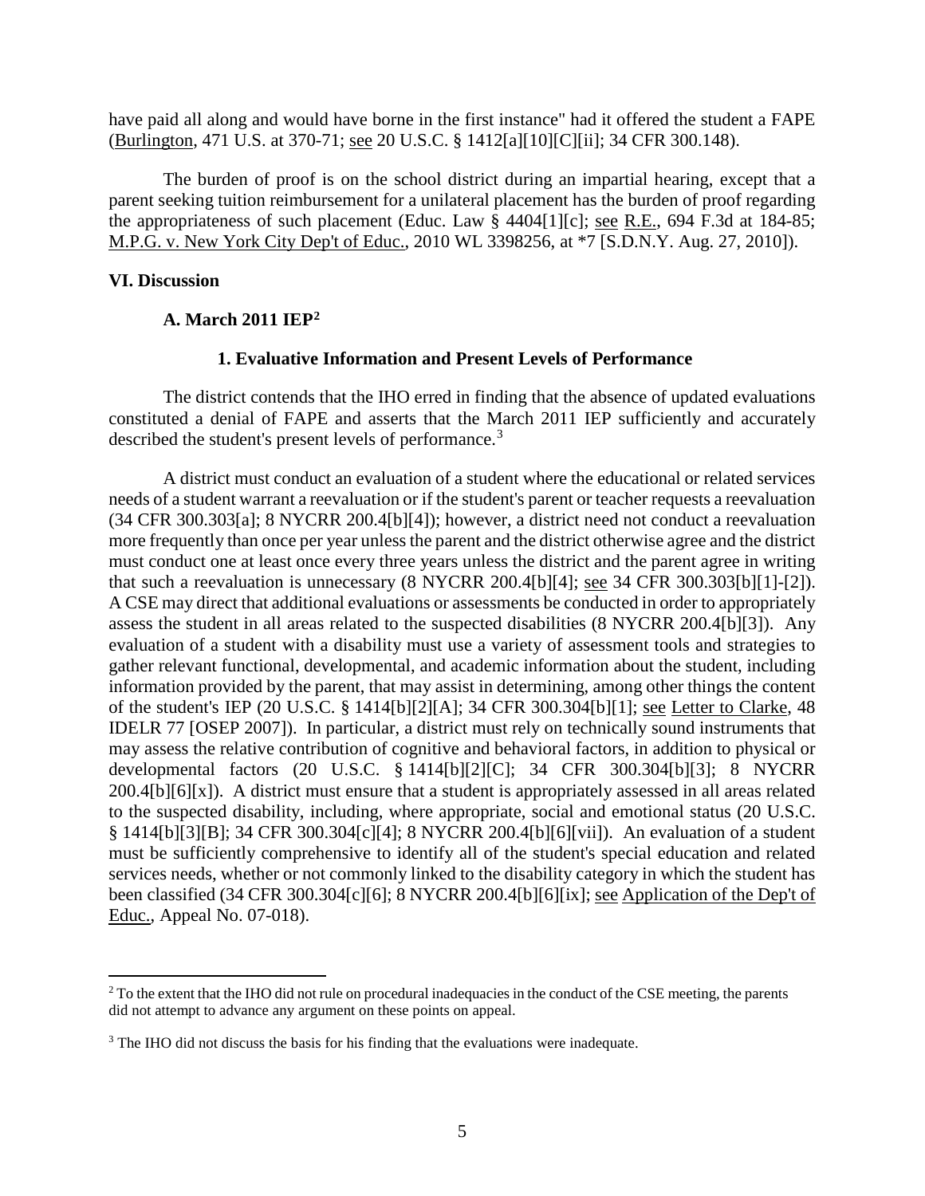have paid all along and would have borne in the first instance" had it offered the student a FAPE (Burlington, 471 U.S. at 370-71; see 20 U.S.C. § 1412[a][10][C][ii]; 34 CFR 300.148).

The burden of proof is on the school district during an impartial hearing, except that a parent seeking tuition reimbursement for a unilateral placement has the burden of proof regarding the appropriateness of such placement (Educ. Law § 4404[1][c]; see R.E., 694 F.3d at 184-85; M.P.G. v. New York City Dep't of Educ., 2010 WL 3398256, at *7 [S.D.N.Y. Aug. 27, 2010]).

## VI. Discussion

### A. March 2011 IEP[2]

#### 1. Evaluative Information and Present Levels of Performance

The district contends that the IHO erred in finding that the absence of updated evaluations constituted a denial of FAPE and asserts that the March 2011 IEP sufficiently and accurately described the student's present levels of performance.[3]

A district must conduct an evaluation of a student where the educational or related services needs of a student warrant a reevaluation or if the student's parent or teacher requests a reevaluation (34 CFR 300.303[a]; 8 NYCRR 200.4[b][4]); however, a district need not conduct a reevaluation more frequently than once per year unless the parent and the district otherwise agree and the district must conduct one at least once every three years unless the district and the parent agree in writing that such a reevaluation is unnecessary (8 NYCRR 200.4[b][4]; see 34 CFR 300.303[b][1]-[2]). A CSE may direct that additional evaluations or assessments be conducted in order to appropriately assess the student in all areas related to the suspected disabilities (8 NYCRR 200.4[b][3]). Any evaluation of a student with a disability must use a variety of assessment tools and strategies to gather relevant functional, developmental, and academic information about the student, including information provided by the parent, that may assist in determining, among other things the content of the student's IEP (20 U.S.C. § 1414[b][2][A]; 34 CFR 300.304[b][1]; see Letter to Clarke, 48 IDELR 77 [OSEP 2007]). In particular, a district must rely on technically sound instruments that may assess the relative contribution of cognitive and behavioral factors, in addition to physical or developmental factors (20 U.S.C. § 1414[b][2][C]; 34 CFR 300.304[b][3]; 8 NYCRR 200.4[b][6][x]). A district must ensure that a student is appropriately assessed in all areas related to the suspected disability, including, where appropriate, social and emotional status (20 U.S.C. § 1414[b][3][B]; 34 CFR 300.304[c][4]; 8 NYCRR 200.4[b][6][vii]). An evaluation of a student must be sufficiently comprehensive to identify all of the student's special education and related services needs, whether or not commonly linked to the disability category in which the student has been classified (34 CFR 300.304[c][6]; 8 NYCRR 200.4[b][6][ix]; see Application of the Dep't of Educ., Appeal No. 07-018).

[2] To the extent that the IHO did not rule on procedural inadequacies in the conduct of the CSE meeting, the parents did not attempt to advance any argument on these points on appeal.

[3] The IHO did not discuss the basis for his finding that the evaluations were inadequate.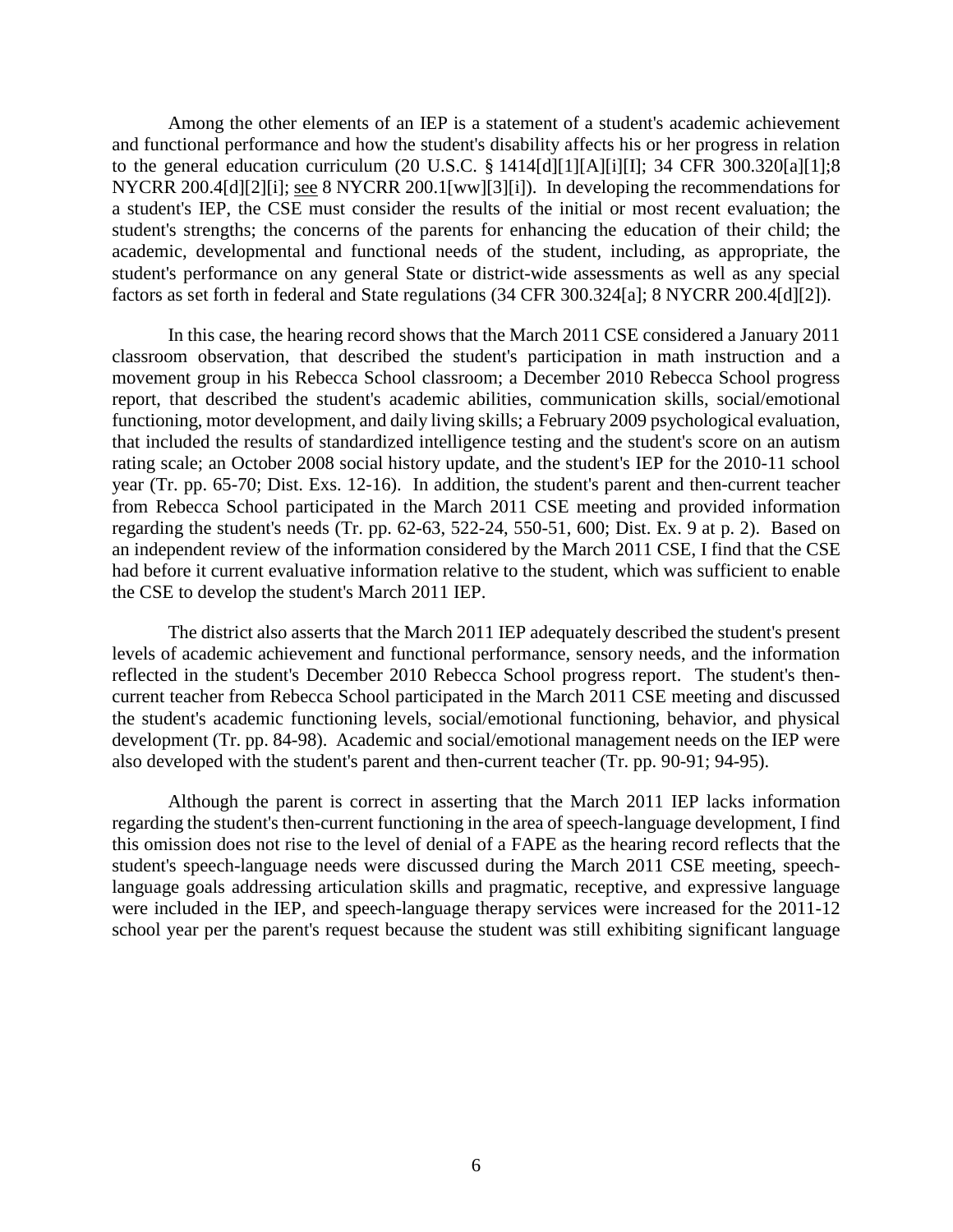Among the other elements of an IEP is a statement of a student's academic achievement and functional performance and how the student's disability affects his or her progress in relation to the general education curriculum (20 U.S.C. § 1414[d][1][A][i][I]; 34 CFR 300.320[a][1];8 NYCRR 200.4[d][2][i]; see 8 NYCRR 200.1[ww][3][i]). In developing the recommendations for a student's IEP, the CSE must consider the results of the initial or most recent evaluation; the student's strengths; the concerns of the parents for enhancing the education of their child; the academic, developmental and functional needs of the student, including, as appropriate, the student's performance on any general State or district-wide assessments as well as any special factors as set forth in federal and State regulations (34 CFR 300.324[a]; 8 NYCRR 200.4[d][2]).

In this case, the hearing record shows that the March 2011 CSE considered a January 2011 classroom observation, that described the student's participation in math instruction and a movement group in his Rebecca School classroom; a December 2010 Rebecca School progress report, that described the student's academic abilities, communication skills, social/emotional functioning, motor development, and daily living skills; a February 2009 psychological evaluation, that included the results of standardized intelligence testing and the student's score on an autism rating scale; an October 2008 social history update, and the student's IEP for the 2010-11 school year (Tr. pp. 65-70; Dist. Exs. 12-16). In addition, the student's parent and then-current teacher from Rebecca School participated in the March 2011 CSE meeting and provided information regarding the student's needs (Tr. pp. 62-63, 522-24, 550-51, 600; Dist. Ex. 9 at p. 2). Based on an independent review of the information considered by the March 2011 CSE, I find that the CSE had before it current evaluative information relative to the student, which was sufficient to enable the CSE to develop the student's March 2011 IEP.

The district also asserts that the March 2011 IEP adequately described the student's present levels of academic achievement and functional performance, sensory needs, and the information reflected in the student's December 2010 Rebecca School progress report. The student's then-current teacher from Rebecca School participated in the March 2011 CSE meeting and discussed the student's academic functioning levels, social/emotional functioning, behavior, and physical development (Tr. pp. 84-98). Academic and social/emotional management needs on the IEP were also developed with the student's parent and then-current teacher (Tr. pp. 90-91; 94-95).

Although the parent is correct in asserting that the March 2011 IEP lacks information regarding the student's then-current functioning in the area of speech-language development, I find this omission does not rise to the level of denial of a FAPE as the hearing record reflects that the student's speech-language needs were discussed during the March 2011 CSE meeting, speech-language goals addressing articulation skills and pragmatic, receptive, and expressive language were included in the IEP, and speech-language therapy services were increased for the 2011-12 school year per the parent's request because the student was still exhibiting significant language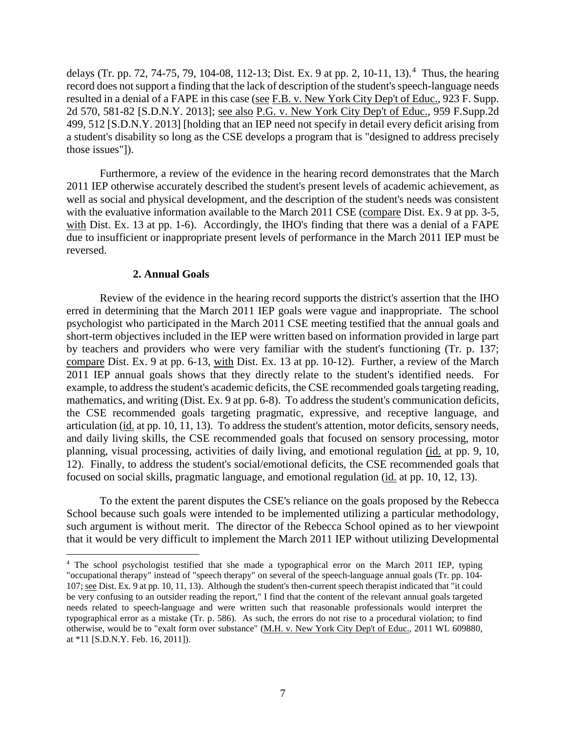delays (Tr. pp. 72, 74-75, 79, 104-08, 112-13; Dist. Ex. 9 at pp. 2, 10-11, 13).[4] Thus, the hearing record does not support a finding that the lack of description of the student's speech-language needs resulted in a denial of a FAPE in this case (see F.B. v. New York City Dep't of Educ., 923 F. Supp. 2d 570, 581-82 [S.D.N.Y. 2013]; see also P.G. v. New York City Dep't of Educ., 959 F.Supp.2d 499, 512 [S.D.N.Y. 2013] [holding that an IEP need not specify in detail every deficit arising from a student's disability so long as the CSE develops a program that is "designed to address precisely those issues"]).

Furthermore, a review of the evidence in the hearing record demonstrates that the March 2011 IEP otherwise accurately described the student's present levels of academic achievement, as well as social and physical development, and the description of the student's needs was consistent with the evaluative information available to the March 2011 CSE (compare Dist. Ex. 9 at pp. 3-5, with Dist. Ex. 13 at pp. 1-6). Accordingly, the IHO's finding that there was a denial of a FAPE due to insufficient or inappropriate present levels of performance in the March 2011 IEP must be reversed.

### 2. Annual Goals

Review of the evidence in the hearing record supports the district's assertion that the IHO erred in determining that the March 2011 IEP goals were vague and inappropriate. The school psychologist who participated in the March 2011 CSE meeting testified that the annual goals and short-term objectives included in the IEP were written based on information provided in large part by teachers and providers who were very familiar with the student's functioning (Tr. p. 137; compare Dist. Ex. 9 at pp. 6-13, with Dist. Ex. 13 at pp. 10-12). Further, a review of the March 2011 IEP annual goals shows that they directly relate to the student's identified needs. For example, to address the student's academic deficits, the CSE recommended goals targeting reading, mathematics, and writing (Dist. Ex. 9 at pp. 6-8). To address the student's communication deficits, the CSE recommended goals targeting pragmatic, expressive, and receptive language, and articulation (id. at pp. 10, 11, 13). To address the student's attention, motor deficits, sensory needs, and daily living skills, the CSE recommended goals that focused on sensory processing, motor planning, visual processing, activities of daily living, and emotional regulation (id. at pp. 9, 10, 12). Finally, to address the student's social/emotional deficits, the CSE recommended goals that focused on social skills, pragmatic language, and emotional regulation (id. at pp. 10, 12, 13).

To the extent the parent disputes the CSE's reliance on the goals proposed by the Rebecca School because such goals were intended to be implemented utilizing a particular methodology, such argument is without merit. The director of the Rebecca School opined as to her viewpoint that it would be very difficult to implement the March 2011 IEP without utilizing Developmental

[4] The school psychologist testified that she made a typographical error on the March 2011 IEP, typing "occupational therapy" instead of "speech therapy" on several of the speech-language annual goals (Tr. pp. 104-107; see Dist. Ex. 9 at pp. 10, 11, 13). Although the student's then-current speech therapist indicated that "it could be very confusing to an outsider reading the report," I find that the content of the relevant annual goals targeted needs related to speech-language and were written such that reasonable professionals would interpret the typographical error as a mistake (Tr. p. 586). As such, the errors do not rise to a procedural violation; to find otherwise, would be to "exalt form over substance" (M.H. v. New York City Dep't of Educ., 2011 WL 609880, at *11 [S.D.N.Y. Feb. 16, 2011]).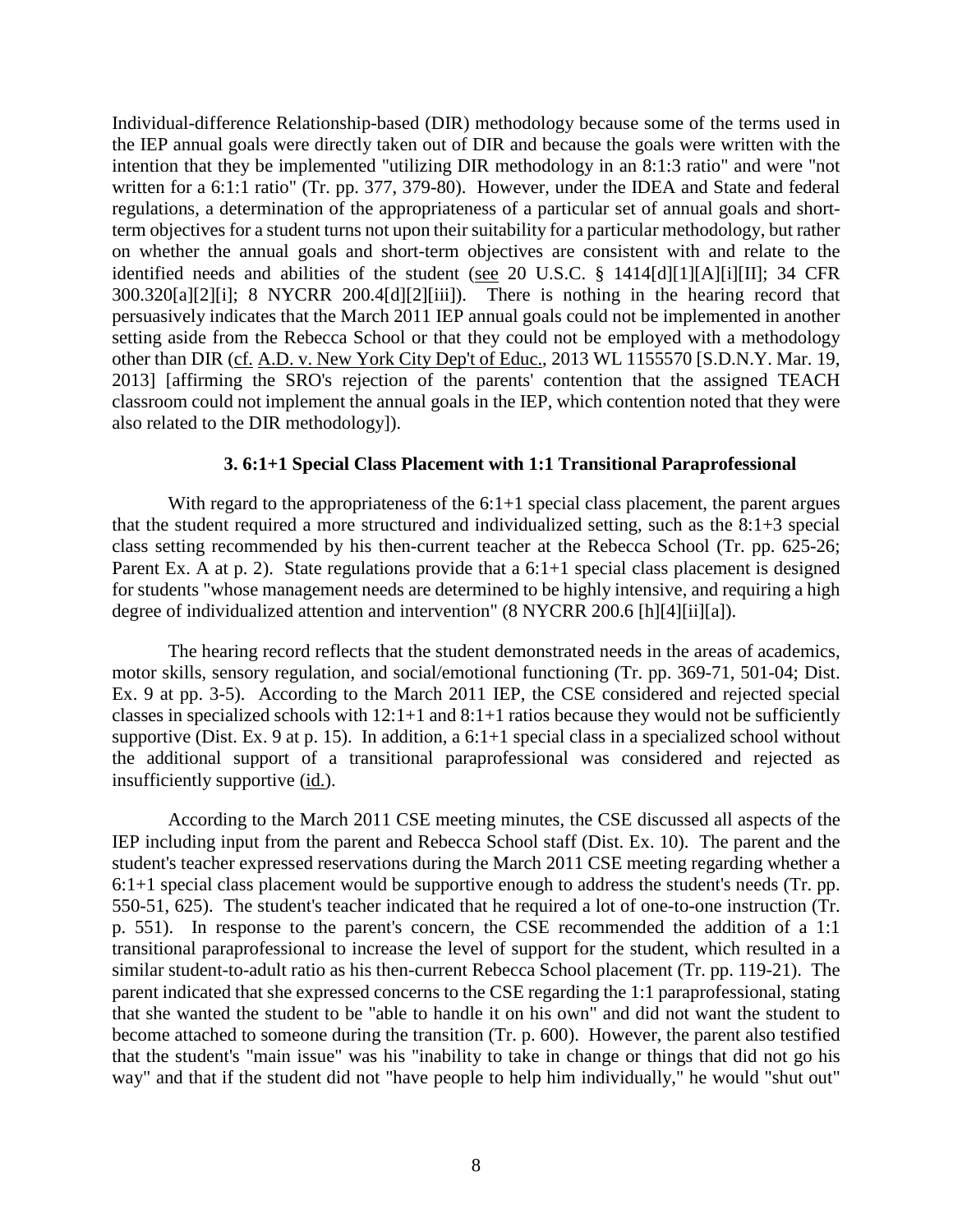Individual-difference Relationship-based (DIR) methodology because some of the terms used in the IEP annual goals were directly taken out of DIR and because the goals were written with the intention that they be implemented "utilizing DIR methodology in an 8:1:3 ratio" and were "not written for a 6:1:1 ratio" (Tr. pp. 377, 379-80). However, under the IDEA and State and federal regulations, a determination of the appropriateness of a particular set of annual goals and short-term objectives for a student turns not upon their suitability for a particular methodology, but rather on whether the annual goals and short-term objectives are consistent with and relate to the identified needs and abilities of the student (see 20 U.S.C. § 1414[d][1][A][i][II]; 34 CFR 300.320[a][2][i]; 8 NYCRR 200.4[d][2][iii]). There is nothing in the hearing record that persuasively indicates that the March 2011 IEP annual goals could not be implemented in another setting aside from the Rebecca School or that they could not be employed with a methodology other than DIR (cf. A.D. v. New York City Dep't of Educ., 2013 WL 1155570 [S.D.N.Y. Mar. 19, 2013] [affirming the SRO's rejection of the parents' contention that the assigned TEACH classroom could not implement the annual goals in the IEP, which contention noted that they were also related to the DIR methodology]).

### 3. 6:1+1 Special Class Placement with 1:1 Transitional Paraprofessional

With regard to the appropriateness of the 6:1+1 special class placement, the parent argues that the student required a more structured and individualized setting, such as the 8:1+3 special class setting recommended by his then-current teacher at the Rebecca School (Tr. pp. 625-26; Parent Ex. A at p. 2). State regulations provide that a 6:1+1 special class placement is designed for students "whose management needs are determined to be highly intensive, and requiring a high degree of individualized attention and intervention" (8 NYCRR 200.6 [h][4][ii][a]).

The hearing record reflects that the student demonstrated needs in the areas of academics, motor skills, sensory regulation, and social/emotional functioning (Tr. pp. 369-71, 501-04; Dist. Ex. 9 at pp. 3-5). According to the March 2011 IEP, the CSE considered and rejected special classes in specialized schools with 12:1+1 and 8:1+1 ratios because they would not be sufficiently supportive (Dist. Ex. 9 at p. 15). In addition, a 6:1+1 special class in a specialized school without the additional support of a transitional paraprofessional was considered and rejected as insufficiently supportive (id.).

According to the March 2011 CSE meeting minutes, the CSE discussed all aspects of the IEP including input from the parent and Rebecca School staff (Dist. Ex. 10). The parent and the student's teacher expressed reservations during the March 2011 CSE meeting regarding whether a 6:1+1 special class placement would be supportive enough to address the student's needs (Tr. pp. 550-51, 625). The student's teacher indicated that he required a lot of one-to-one instruction (Tr. p. 551). In response to the parent's concern, the CSE recommended the addition of a 1:1 transitional paraprofessional to increase the level of support for the student, which resulted in a similar student-to-adult ratio as his then-current Rebecca School placement (Tr. pp. 119-21). The parent indicated that she expressed concerns to the CSE regarding the 1:1 paraprofessional, stating that she wanted the student to be "able to handle it on his own" and did not want the student to become attached to someone during the transition (Tr. p. 600). However, the parent also testified that the student's "main issue" was his "inability to take in change or things that did not go his way" and that if the student did not "have people to help him individually," he would "shut out"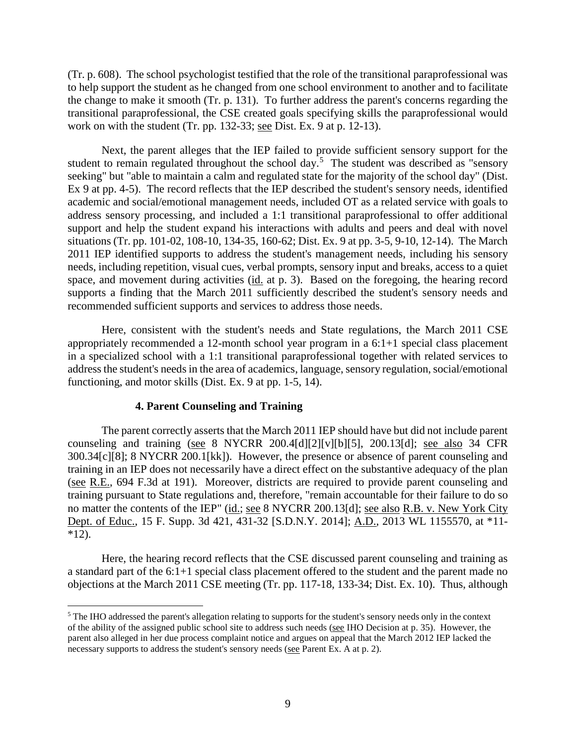(Tr. p. 608). The school psychologist testified that the role of the transitional paraprofessional was to help support the student as he changed from one school environment to another and to facilitate the change to make it smooth (Tr. p. 131). To further address the parent's concerns regarding the transitional paraprofessional, the CSE created goals specifying skills the paraprofessional would work on with the student (Tr. pp. 132-33; see Dist. Ex. 9 at p. 12-13).

Next, the parent alleges that the IEP failed to provide sufficient sensory support for the student to remain regulated throughout the school day.[5] The student was described as "sensory seeking" but "able to maintain a calm and regulated state for the majority of the school day" (Dist. Ex 9 at pp. 4-5). The record reflects that the IEP described the student's sensory needs, identified academic and social/emotional management needs, included OT as a related service with goals to address sensory processing, and included a 1:1 transitional paraprofessional to offer additional support and help the student expand his interactions with adults and peers and deal with novel situations (Tr. pp. 101-02, 108-10, 134-35, 160-62; Dist. Ex. 9 at pp. 3-5, 9-10, 12-14). The March 2011 IEP identified supports to address the student's management needs, including his sensory needs, including repetition, visual cues, verbal prompts, sensory input and breaks, access to a quiet space, and movement during activities (id. at p. 3). Based on the foregoing, the hearing record supports a finding that the March 2011 sufficiently described the student's sensory needs and recommended sufficient supports and services to address those needs.

Here, consistent with the student's needs and State regulations, the March 2011 CSE appropriately recommended a 12-month school year program in a 6:1+1 special class placement in a specialized school with a 1:1 transitional paraprofessional together with related services to address the student's needs in the area of academics, language, sensory regulation, social/emotional functioning, and motor skills (Dist. Ex. 9 at pp. 1-5, 14).

#### 4. Parent Counseling and Training

The parent correctly asserts that the March 2011 IEP should have but did not include parent counseling and training (see 8 NYCRR 200.4[d][2][v][b][5], 200.13[d]; see also 34 CFR 300.34[c][8]; 8 NYCRR 200.1[kk]). However, the presence or absence of parent counseling and training in an IEP does not necessarily have a direct effect on the substantive adequacy of the plan (see R.E., 694 F.3d at 191). Moreover, districts are required to provide parent counseling and training pursuant to State regulations and, therefore, "remain accountable for their failure to do so no matter the contents of the IEP" (id.; see 8 NYCRR 200.13[d]; see also R.B. v. New York City Dept. of Educ., 15 F. Supp. 3d 421, 431-32 [S.D.N.Y. 2014]; A.D., 2013 WL 1155570, at *11-*12).

Here, the hearing record reflects that the CSE discussed parent counseling and training as a standard part of the 6:1+1 special class placement offered to the student and the parent made no objections at the March 2011 CSE meeting (Tr. pp. 117-18, 133-34; Dist. Ex. 10). Thus, although

---

[5] The IHO addressed the parent's allegation relating to supports for the student's sensory needs only in the context of the ability of the assigned public school site to address such needs (see IHO Decision at p. 35). However, the parent also alleged in her due process complaint notice and argues on appeal that the March 2012 IEP lacked the necessary supports to address the student's sensory needs (see Parent Ex. A at p. 2).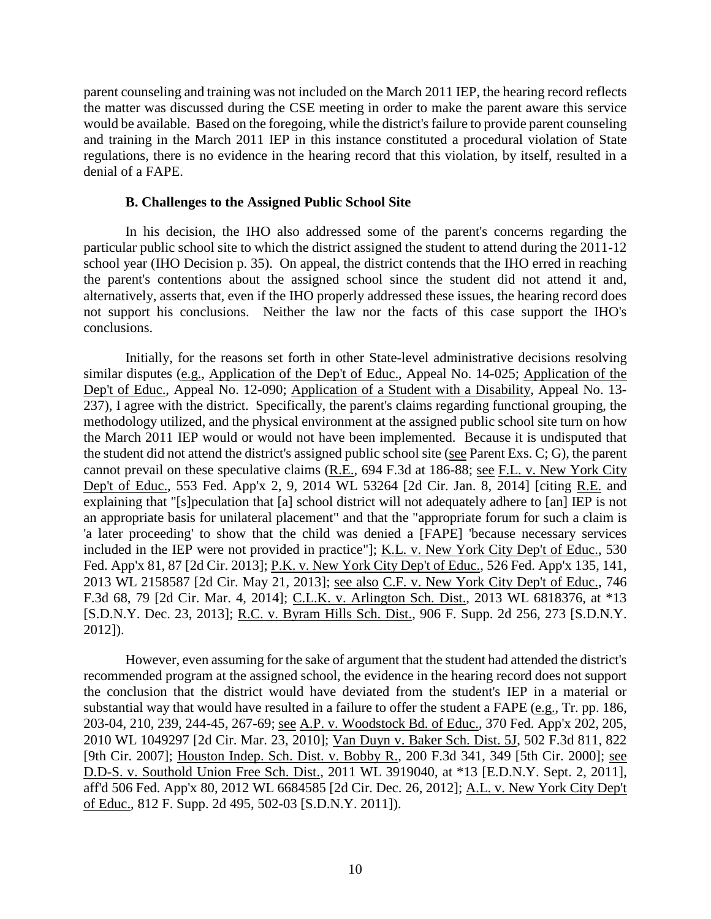parent counseling and training was not included on the March 2011 IEP, the hearing record reflects the matter was discussed during the CSE meeting in order to make the parent aware this service would be available. Based on the foregoing, while the district's failure to provide parent counseling and training in the March 2011 IEP in this instance constituted a procedural violation of State regulations, there is no evidence in the hearing record that this violation, by itself, resulted in a denial of a FAPE.

### B. Challenges to the Assigned Public School Site

In his decision, the IHO also addressed some of the parent's concerns regarding the particular public school site to which the district assigned the student to attend during the 2011-12 school year (IHO Decision p. 35). On appeal, the district contends that the IHO erred in reaching the parent's contentions about the assigned school since the student did not attend it and, alternatively, asserts that, even if the IHO properly addressed these issues, the hearing record does not support his conclusions. Neither the law nor the facts of this case support the IHO's conclusions.

Initially, for the reasons set forth in other State-level administrative decisions resolving similar disputes (e.g., Application of the Dep't of Educ., Appeal No. 14-025; Application of the Dep't of Educ., Appeal No. 12-090; Application of a Student with a Disability, Appeal No. 13-237), I agree with the district. Specifically, the parent's claims regarding functional grouping, the methodology utilized, and the physical environment at the assigned public school site turn on how the March 2011 IEP would or would not have been implemented. Because it is undisputed that the student did not attend the district's assigned public school site (see Parent Exs. C; G), the parent cannot prevail on these speculative claims (R.E., 694 F.3d at 186-88; see F.L. v. New York City Dep't of Educ., 553 Fed. App'x 2, 9, 2014 WL 53264 [2d Cir. Jan. 8, 2014] [citing R.E. and explaining that "[s]peculation that [a] school district will not adequately adhere to [an] IEP is not an appropriate basis for unilateral placement" and that the "appropriate forum for such a claim is 'a later proceeding' to show that the child was denied a [FAPE] 'because necessary services included in the IEP were not provided in practice"]; K.L. v. New York City Dep't of Educ., 530 Fed. App'x 81, 87 [2d Cir. 2013]; P.K. v. New York City Dep't of Educ., 526 Fed. App'x 135, 141, 2013 WL 2158587 [2d Cir. May 21, 2013]; see also C.F. v. New York City Dep't of Educ., 746 F.3d 68, 79 [2d Cir. Mar. 4, 2014]; C.L.K. v. Arlington Sch. Dist., 2013 WL 6818376, at *13 [S.D.N.Y. Dec. 23, 2013]; R.C. v. Byram Hills Sch. Dist., 906 F. Supp. 2d 256, 273 [S.D.N.Y. 2012]).

However, even assuming for the sake of argument that the student had attended the district's recommended program at the assigned school, the evidence in the hearing record does not support the conclusion that the district would have deviated from the student's IEP in a material or substantial way that would have resulted in a failure to offer the student a FAPE (e.g., Tr. pp. 186, 203-04, 210, 239, 244-45, 267-69; see A.P. v. Woodstock Bd. of Educ., 370 Fed. App'x 202, 205, 2010 WL 1049297 [2d Cir. Mar. 23, 2010]; Van Duyn v. Baker Sch. Dist. 5J, 502 F.3d 811, 822 [9th Cir. 2007]; Houston Indep. Sch. Dist. v. Bobby R., 200 F.3d 341, 349 [5th Cir. 2000]; see D.D-S. v. Southold Union Free Sch. Dist., 2011 WL 3919040, at *13 [E.D.N.Y. Sept. 2, 2011], aff'd 506 Fed. App'x 80, 2012 WL 6684585 [2d Cir. Dec. 26, 2012]; A.L. v. New York City Dep't of Educ., 812 F. Supp. 2d 495, 502-03 [S.D.N.Y. 2011]).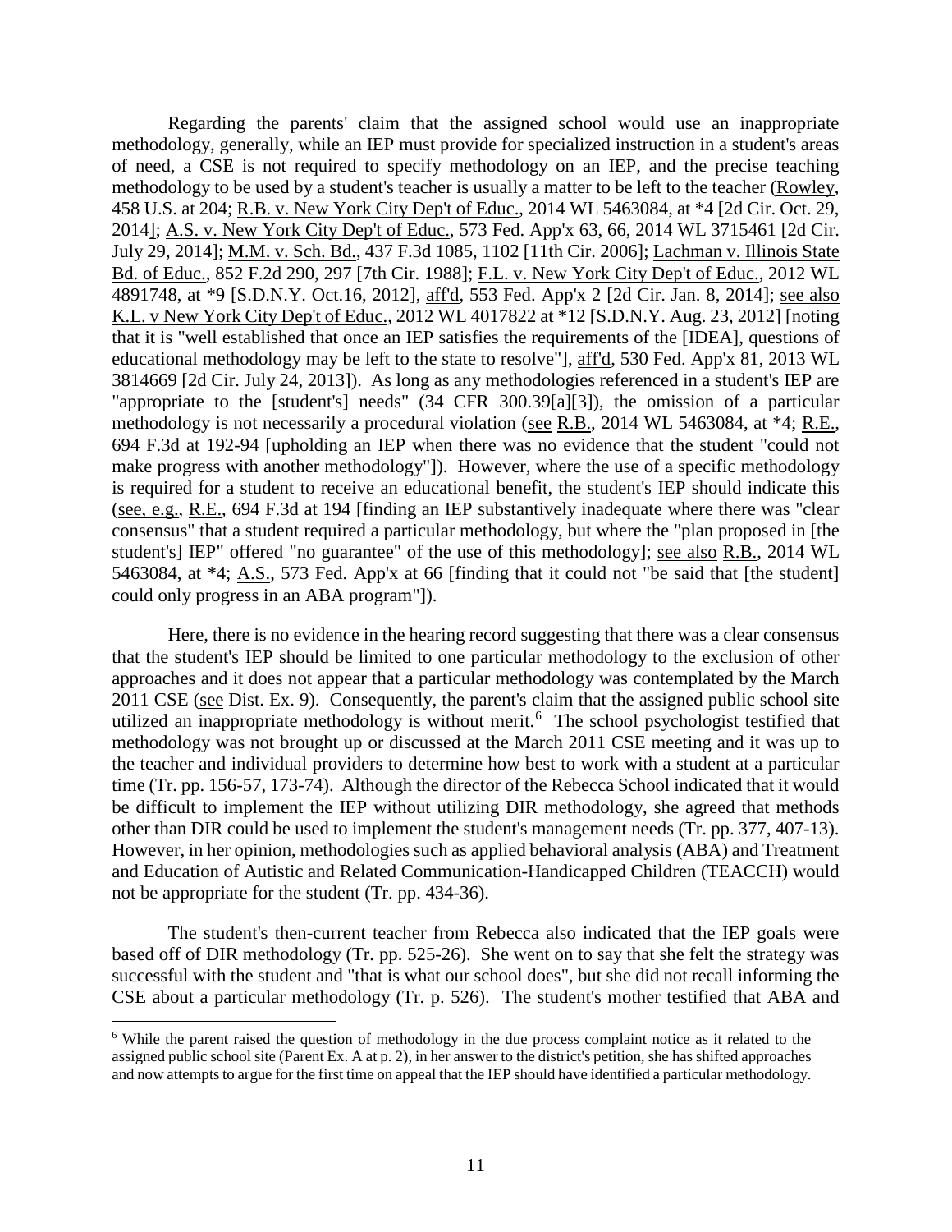Regarding the parents' claim that the assigned school would use an inappropriate methodology, generally, while an IEP must provide for specialized instruction in a student's areas of need, a CSE is not required to specify methodology on an IEP, and the precise teaching methodology to be used by a student's teacher is usually a matter to be left to the teacher (Rowley, 458 U.S. at 204; R.B. v. New York City Dep't of Educ., 2014 WL 5463084, at *4 [2d Cir. Oct. 29, 2014]; A.S. v. New York City Dep't of Educ., 573 Fed. App'x 63, 66, 2014 WL 3715461 [2d Cir. July 29, 2014]; M.M. v. Sch. Bd., 437 F.3d 1085, 1102 [11th Cir. 2006]; Lachman v. Illinois State Bd. of Educ., 852 F.2d 290, 297 [7th Cir. 1988]; F.L. v. New York City Dep't of Educ., 2012 WL 4891748, at *9 [S.D.N.Y. Oct.16, 2012], aff'd, 553 Fed. App'x 2 [2d Cir. Jan. 8, 2014]; see also K.L. v New York City Dep't of Educ., 2012 WL 4017822 at *12 [S.D.N.Y. Aug. 23, 2012] [noting that it is "well established that once an IEP satisfies the requirements of the [IDEA], questions of educational methodology may be left to the state to resolve"], aff'd, 530 Fed. App'x 81, 2013 WL 3814669 [2d Cir. July 24, 2013]). As long as any methodologies referenced in a student's IEP are "appropriate to the [student's] needs" (34 CFR 300.39[a][3]), the omission of a particular methodology is not necessarily a procedural violation (see R.B., 2014 WL 5463084, at *4; R.E., 694 F.3d at 192-94 [upholding an IEP when there was no evidence that the student "could not make progress with another methodology"]). However, where the use of a specific methodology is required for a student to receive an educational benefit, the student's IEP should indicate this (see, e.g., R.E., 694 F.3d at 194 [finding an IEP substantively inadequate where there was "clear consensus" that a student required a particular methodology, but where the "plan proposed in [the student's] IEP" offered "no guarantee" of the use of this methodology]; see also R.B., 2014 WL 5463084, at *4; A.S., 573 Fed. App'x at 66 [finding that it could not "be said that [the student] could only progress in an ABA program"]).

Here, there is no evidence in the hearing record suggesting that there was a clear consensus that the student's IEP should be limited to one particular methodology to the exclusion of other approaches and it does not appear that a particular methodology was contemplated by the March 2011 CSE (see Dist. Ex. 9). Consequently, the parent's claim that the assigned public school site utilized an inappropriate methodology is without merit.[6] The school psychologist testified that methodology was not brought up or discussed at the March 2011 CSE meeting and it was up to the teacher and individual providers to determine how best to work with a student at a particular time (Tr. pp. 156-57, 173-74). Although the director of the Rebecca School indicated that it would be difficult to implement the IEP without utilizing DIR methodology, she agreed that methods other than DIR could be used to implement the student's management needs (Tr. pp. 377, 407-13). However, in her opinion, methodologies such as applied behavioral analysis (ABA) and Treatment and Education of Autistic and Related Communication-Handicapped Children (TEACCH) would not be appropriate for the student (Tr. pp. 434-36).

The student's then-current teacher from Rebecca also indicated that the IEP goals were based off of DIR methodology (Tr. pp. 525-26). She went on to say that she felt the strategy was successful with the student and "that is what our school does", but she did not recall informing the CSE about a particular methodology (Tr. p. 526). The student's mother testified that ABA and

[6] While the parent raised the question of methodology in the due process complaint notice as it related to the assigned public school site (Parent Ex. A at p. 2), in her answer to the district's petition, she has shifted approaches and now attempts to argue for the first time on appeal that the IEP should have identified a particular methodology.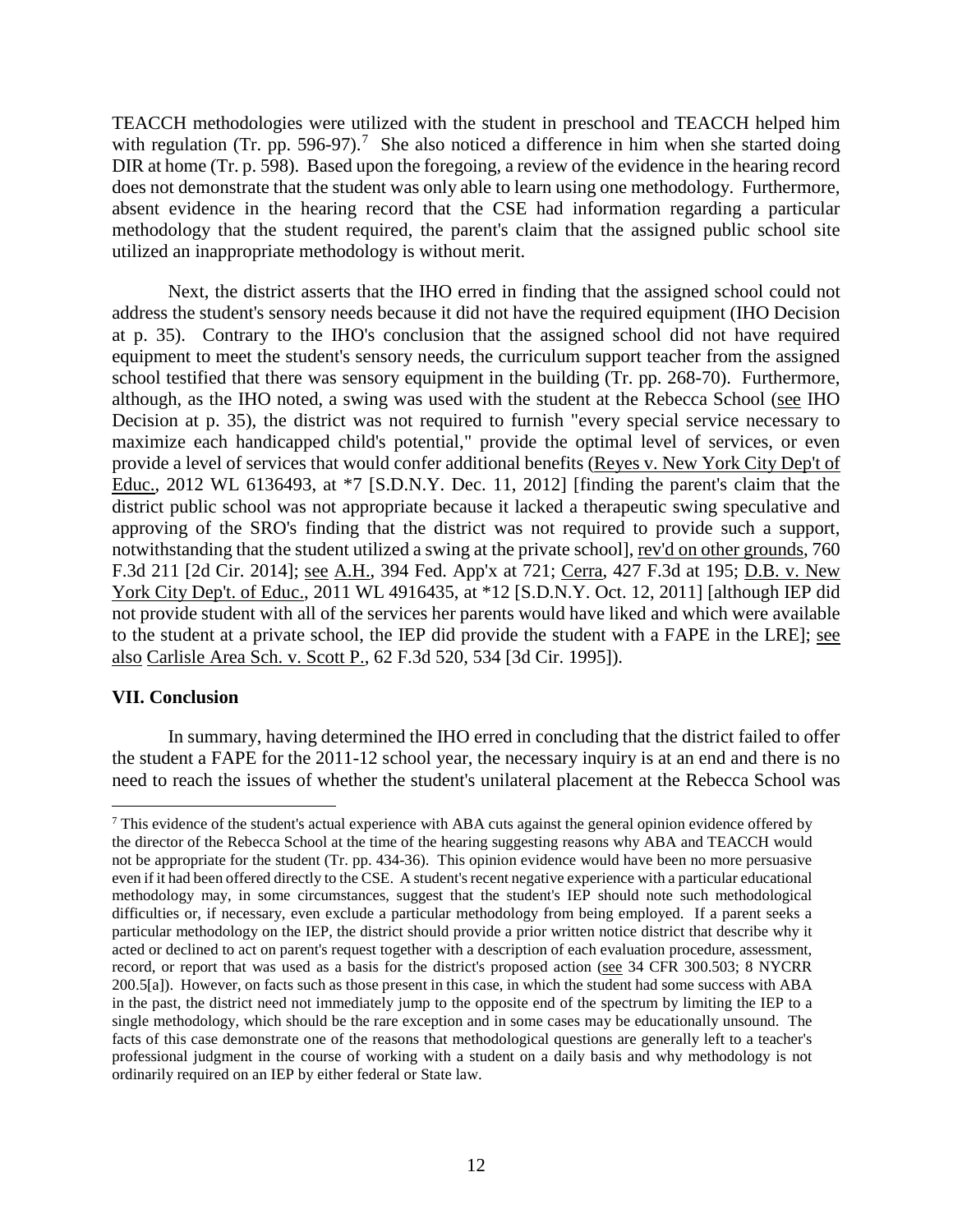TEACCH methodologies were utilized with the student in preschool and TEACCH helped him with regulation (Tr. pp. 596-97).[7] She also noticed a difference in him when she started doing DIR at home (Tr. p. 598). Based upon the foregoing, a review of the evidence in the hearing record does not demonstrate that the student was only able to learn using one methodology. Furthermore, absent evidence in the hearing record that the CSE had information regarding a particular methodology that the student required, the parent's claim that the assigned public school site utilized an inappropriate methodology is without merit.

Next, the district asserts that the IHO erred in finding that the assigned school could not address the student's sensory needs because it did not have the required equipment (IHO Decision at p. 35). Contrary to the IHO's conclusion that the assigned school did not have required equipment to meet the student's sensory needs, the curriculum support teacher from the assigned school testified that there was sensory equipment in the building (Tr. pp. 268-70). Furthermore, although, as the IHO noted, a swing was used with the student at the Rebecca School (see IHO Decision at p. 35), the district was not required to furnish "every special service necessary to maximize each handicapped child's potential," provide the optimal level of services, or even provide a level of services that would confer additional benefits (Reyes v. New York City Dep't of Educ., 2012 WL 6136493, at *7 [S.D.N.Y. Dec. 11, 2012] [finding the parent's claim that the district public school was not appropriate because it lacked a therapeutic swing speculative and approving of the SRO's finding that the district was not required to provide such a support, notwithstanding that the student utilized a swing at the private school], rev'd on other grounds, 760 F.3d 211 [2d Cir. 2014]; see A.H., 394 Fed. App'x at 721; Cerra, 427 F.3d at 195; D.B. v. New York City Dep't. of Educ., 2011 WL 4916435, at *12 [S.D.N.Y. Oct. 12, 2011] [although IEP did not provide student with all of the services her parents would have liked and which were available to the student at a private school, the IEP did provide the student with a FAPE in the LRE]; see also Carlisle Area Sch. v. Scott P., 62 F.3d 520, 534 [3d Cir. 1995]).

## VII. Conclusion

In summary, having determined the IHO erred in concluding that the district failed to offer the student a FAPE for the 2011-12 school year, the necessary inquiry is at an end and there is no need to reach the issues of whether the student's unilateral placement at the Rebecca School was

[7] This evidence of the student's actual experience with ABA cuts against the general opinion evidence offered by the director of the Rebecca School at the time of the hearing suggesting reasons why ABA and TEACCH would not be appropriate for the student (Tr. pp. 434-36). This opinion evidence would have been no more persuasive even if it had been offered directly to the CSE. A student's recent negative experience with a particular educational methodology may, in some circumstances, suggest that the student's IEP should note such methodological difficulties or, if necessary, even exclude a particular methodology from being employed. If a parent seeks a particular methodology on the IEP, the district should provide a prior written notice district that describe why it acted or declined to act on parent's request together with a description of each evaluation procedure, assessment, record, or report that was used as a basis for the district's proposed action (see 34 CFR 300.503; 8 NYCRR 200.5[a]). However, on facts such as those present in this case, in which the student had some success with ABA in the past, the district need not immediately jump to the opposite end of the spectrum by limiting the IEP to a single methodology, which should be the rare exception and in some cases may be educationally unsound. The facts of this case demonstrate one of the reasons that methodological questions are generally left to a teacher's professional judgment in the course of working with a student on a daily basis and why methodology is not ordinarily required on an IEP by either federal or State law.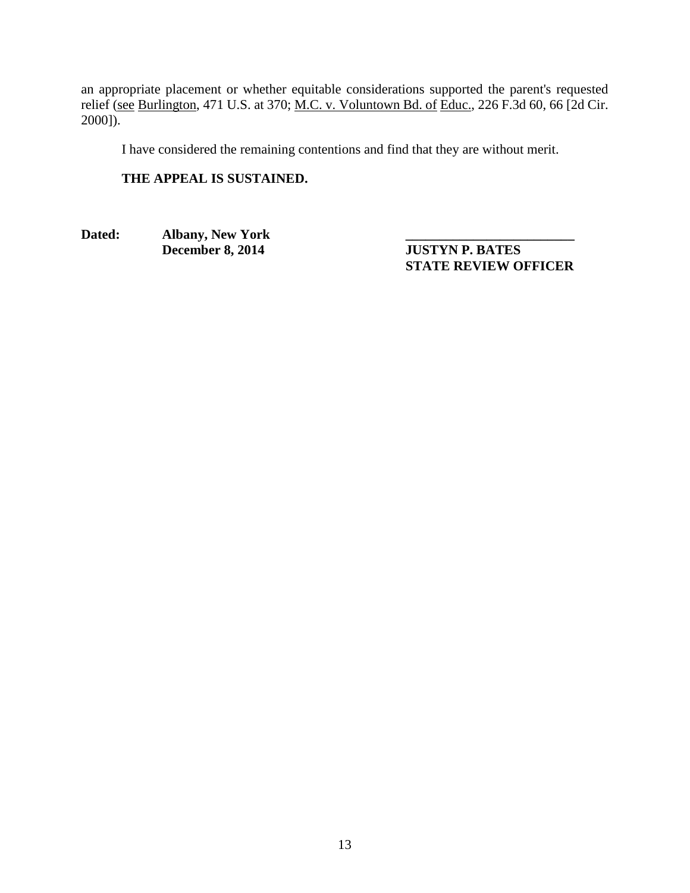an appropriate placement or whether equitable considerations supported the parent's requested relief (see Burlington, 471 U.S. at 370; M.C. v. Voluntown Bd. of Educ., 226 F.3d 60, 66 [2d Cir. 2000]).

I have considered the remaining contentions and find that they are without merit.

**THE APPEAL IS SUSTAINED.**

**Dated:** **Albany, New York**
**December 8, 2014**

**JUSTYN P. BATES**
**STATE REVIEW OFFICER**